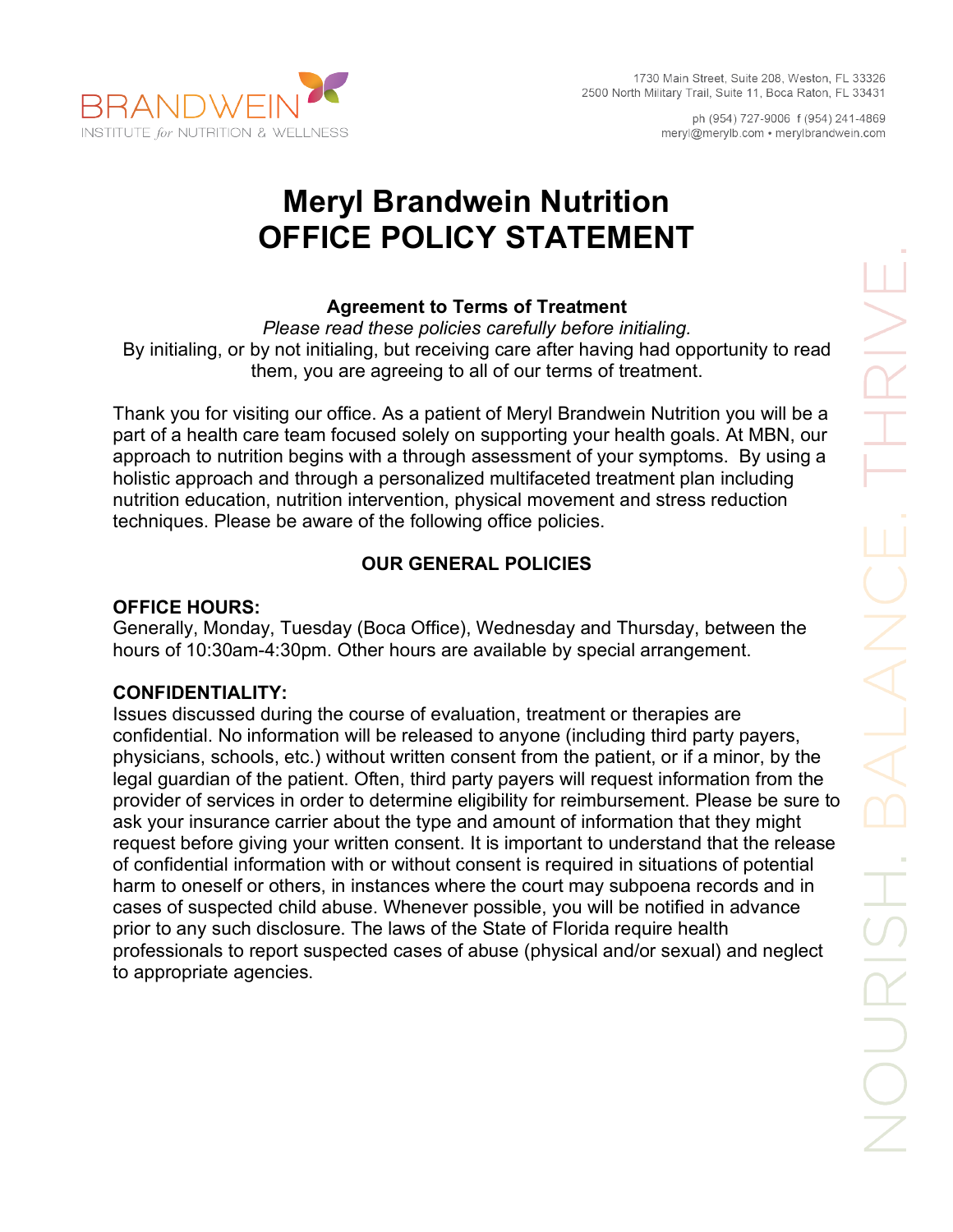BRANDWEIN
INSTITUTE *for* NUTRITION & WELLNESS

1730 Main Street, Suite 208, Weston, FL 33326
2500 North Military Trail, Suite 11, Boca Raton, FL 33431

ph (954) 727-9006 f (954) 241-4869
meryl@merylb.com • merylbrandwein.com

# Meryl Brandwein Nutrition
# OFFICE POLICY STATEMENT

### Agreement to Terms of Treatment

*Please read these policies carefully before initialing.*
By initialing, or by not initialing, but receiving care after having had opportunity to read them, you are agreeing to all of our terms of treatment.

Thank you for visiting our office. As a patient of Meryl Brandwein Nutrition you will be a part of a health care team focused solely on supporting your health goals. At MBN, our approach to nutrition begins with a through assessment of your symptoms. By using a holistic approach and through a personalized multifaceted treatment plan including nutrition education, nutrition intervention, physical movement and stress reduction techniques. Please be aware of the following office policies.

## OUR GENERAL POLICIES

**OFFICE HOURS:**
Generally, Monday, Tuesday (Boca Office), Wednesday and Thursday, between the hours of 10:30am-4:30pm. Other hours are available by special arrangement.

**CONFIDENTIALITY:**
Issues discussed during the course of evaluation, treatment or therapies are confidential. No information will be released to anyone (including third party payers, physicians, schools, etc.) without written consent from the patient, or if a minor, by the legal guardian of the patient. Often, third party payers will request information from the provider of services in order to determine eligibility for reimbursement. Please be sure to ask your insurance carrier about the type and amount of information that they might request before giving your written consent. It is important to understand that the release of confidential information with or without consent is required in situations of potential harm to oneself or others, in instances where the court may subpoena records and in cases of suspected child abuse. Whenever possible, you will be notified in advance prior to any such disclosure. The laws of the State of Florida require health professionals to report suspected cases of abuse (physical and/or sexual) and neglect to appropriate agencies.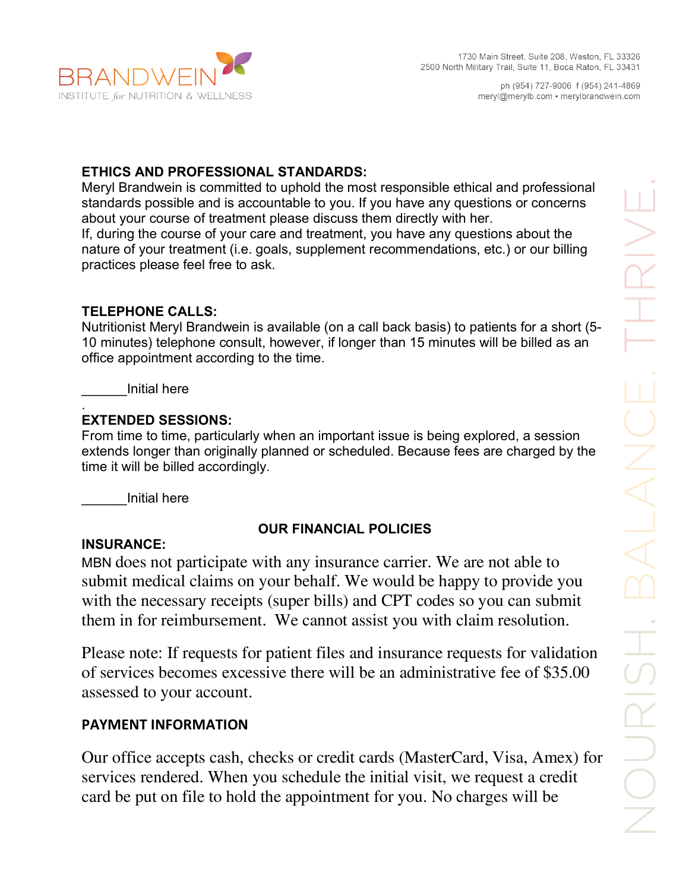**ETHICS AND PROFESSIONAL STANDARDS:**

Meryl Brandwein is committed to uphold the most responsible ethical and professional standards possible and is accountable to you. If you have any questions or concerns about your course of treatment please discuss them directly with her.
If, during the course of your care and treatment, you have any questions about the nature of your treatment (i.e. goals, supplement recommendations, etc.) or our billing practices please feel free to ask.

**TELEPHONE CALLS:**

Nutritionist Meryl Brandwein is available (on a call back basis) to patients for a short (5-10 minutes) telephone consult, however, if longer than 15 minutes will be billed as an office appointment according to the time.

______Initial here

.

**EXTENDED SESSIONS:**

From time to time, particularly when an important issue is being explored, a session extends longer than originally planned or scheduled. Because fees are charged by the time it will be billed accordingly.

______Initial here

**OUR FINANCIAL POLICIES**

**INSURANCE:**

MBN does not participate with any insurance carrier. We are not able to submit medical claims on your behalf. We would be happy to provide you with the necessary receipts (super bills) and CPT codes so you can submit them in for reimbursement. We cannot assist you with claim resolution.

Please note: If requests for patient files and insurance requests for validation of services becomes excessive there will be an administrative fee of $35.00 assessed to your account.

**PAYMENT INFORMATION**

Our office accepts cash, checks or credit cards (MasterCard, Visa, Amex) for services rendered. When you schedule the initial visit, we request a credit card be put on file to hold the appointment for you. No charges will be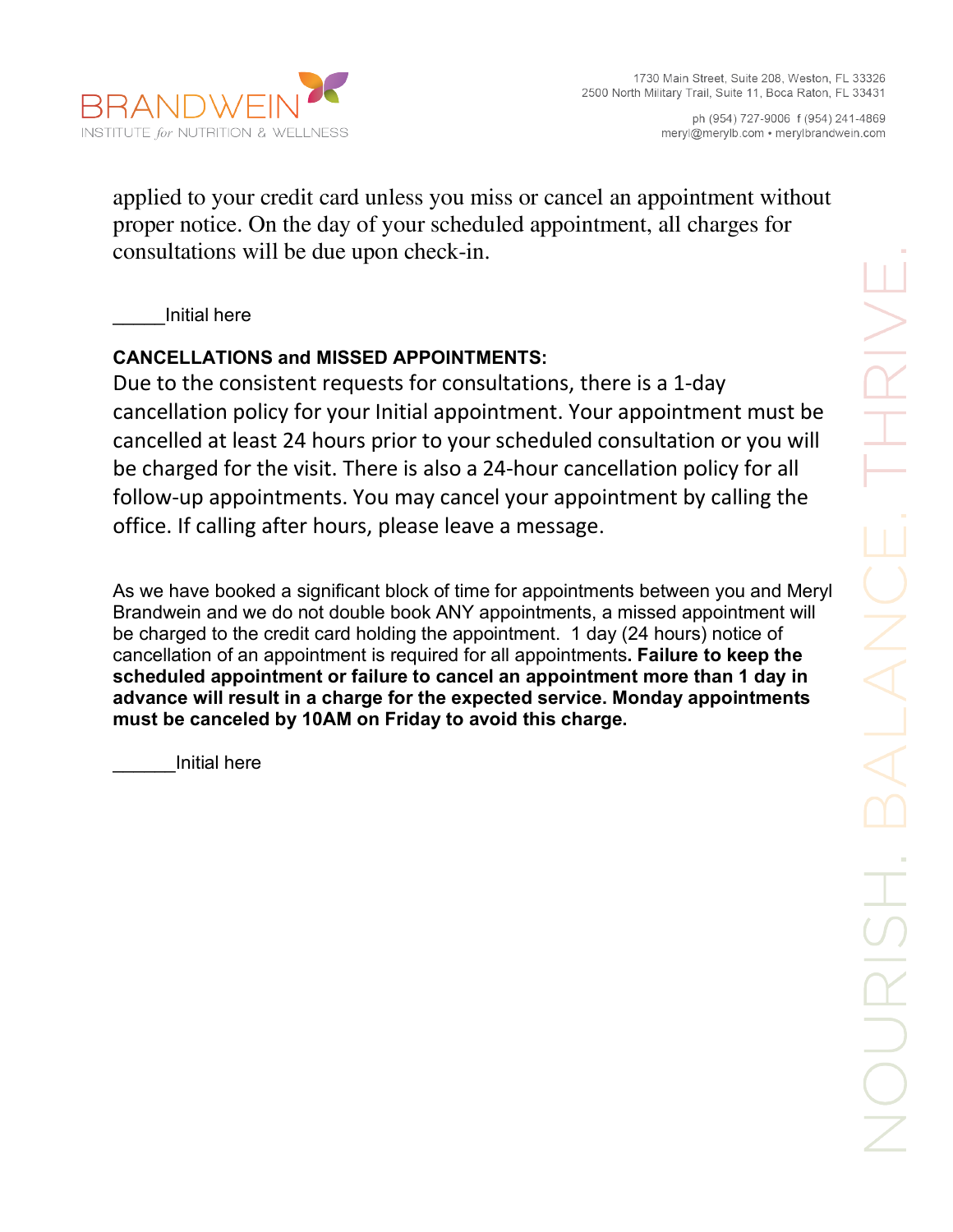applied to your credit card unless you miss or cancel an appointment without proper notice. On the day of your scheduled appointment, all charges for consultations will be due upon check-in.

_____Initial here

**CANCELLATIONS and MISSED APPOINTMENTS:**

Due to the consistent requests for consultations, there is a 1-day cancellation policy for your Initial appointment. Your appointment must be cancelled at least 24 hours prior to your scheduled consultation or you will be charged for the visit. There is also a 24-hour cancellation policy for all follow-up appointments. You may cancel your appointment by calling the office. If calling after hours, please leave a message.

As we have booked a significant block of time for appointments between you and Meryl Brandwein and we do not double book ANY appointments, a missed appointment will be charged to the credit card holding the appointment. 1 day (24 hours) notice of cancellation of an appointment is required for all appointments**. Failure to keep the scheduled appointment or failure to cancel an appointment more than 1 day in advance will result in a charge for the expected service. Monday appointments must be canceled by 10AM on Friday to avoid this charge.**

______Initial here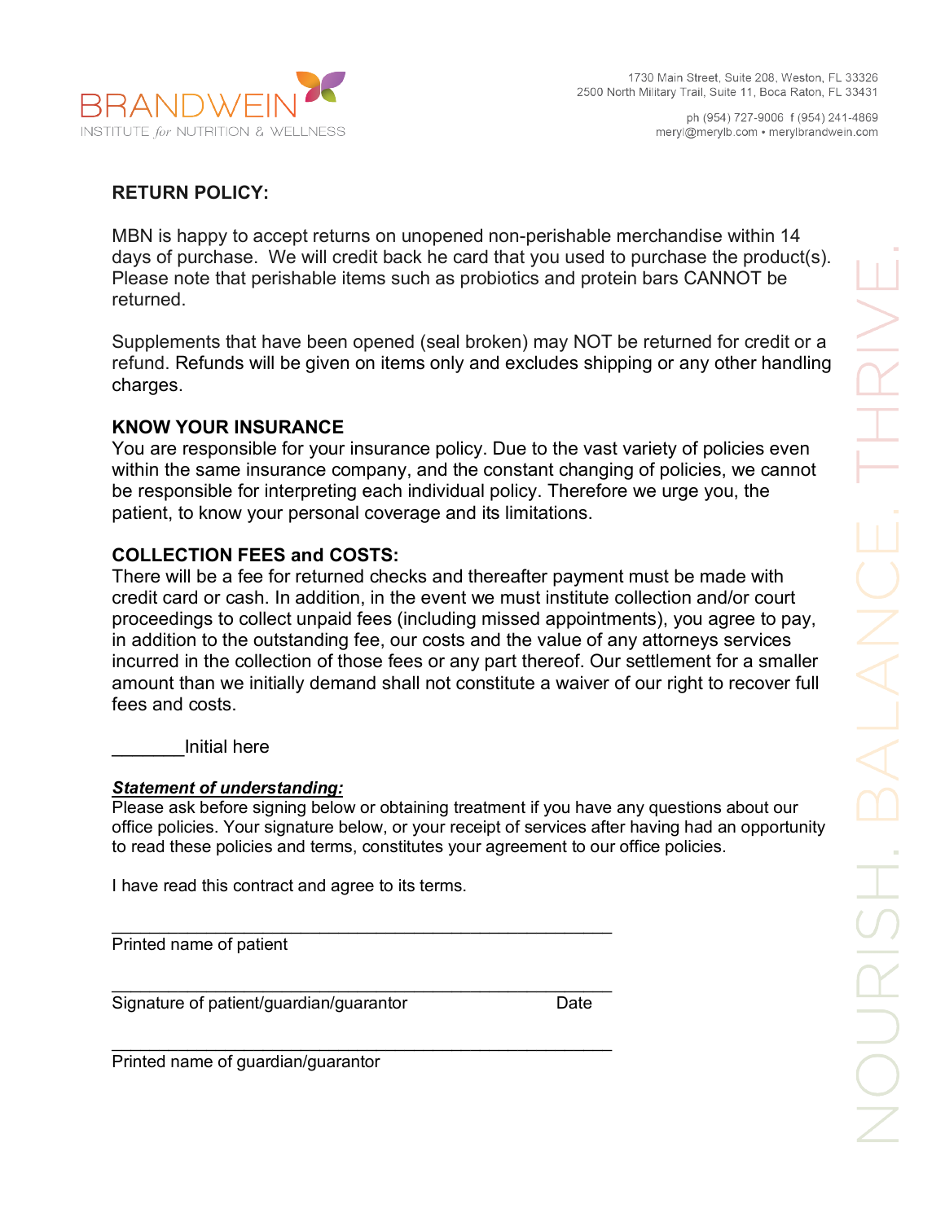## RETURN POLICY:

MBN is happy to accept returns on unopened non-perishable merchandise within 14 days of purchase. We will credit back he card that you used to purchase the product(s). Please note that perishable items such as probiotics and protein bars CANNOT be returned.

Supplements that have been opened (seal broken) may NOT be returned for credit or a refund. Refunds will be given on items only and excludes shipping or any other handling charges.

## KNOW YOUR INSURANCE

You are responsible for your insurance policy. Due to the vast variety of policies even within the same insurance company, and the constant changing of policies, we cannot be responsible for interpreting each individual policy. Therefore we urge you, the patient, to know your personal coverage and its limitations.

## COLLECTION FEES and COSTS:

There will be a fee for returned checks and thereafter payment must be made with credit card or cash. In addition, in the event we must institute collection and/or court proceedings to collect unpaid fees (including missed appointments), you agree to pay, in addition to the outstanding fee, our costs and the value of any attorneys services incurred in the collection of those fees or any part thereof. Our settlement for a smaller amount than we initially demand shall not constitute a waiver of our right to recover full fees and costs.

_______Initial here

***Statement of understanding:***

Please ask before signing below or obtaining treatment if you have any questions about our office policies. Your signature below, or your receipt of services after having had an opportunity to read these policies and terms, constitutes your agreement to our office policies.

I have read this contract and agree to its terms.

_______________________________________________

Printed name of patient

_______________________________________________

Signature of patient/guardian/guarantor Date

_______________________________________________

Printed name of guardian/guarantor